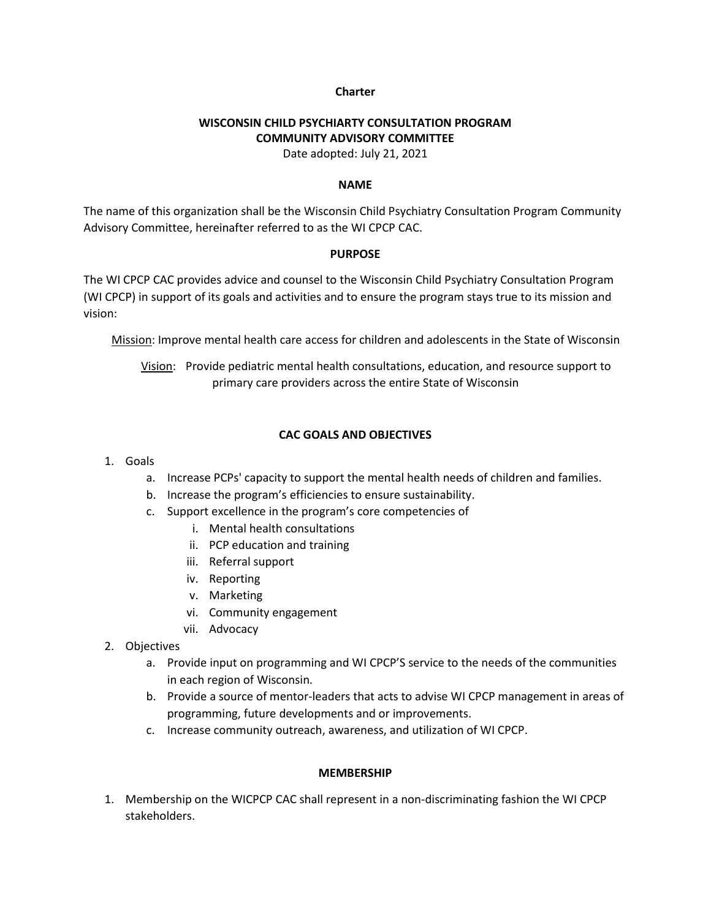**Charter**

# WISCONSIN CHILD PSYCHIARTY CONSULTATION PROGRAM COMMUNITY ADVISORY COMMITTEE

Date adopted: July 21, 2021

## NAME

The name of this organization shall be the Wisconsin Child Psychiatry Consultation Program Community Advisory Committee, hereinafter referred to as the WI CPCP CAC.

## PURPOSE

The WI CPCP CAC provides advice and counsel to the Wisconsin Child Psychiatry Consultation Program (WI CPCP) in support of its goals and activities and to ensure the program stays true to its mission and vision:

<u>Mission</u>: Improve mental health care access for children and adolescents in the State of Wisconsin

<u>Vision</u>: Provide pediatric mental health consultations, education, and resource support to primary care providers across the entire State of Wisconsin

## CAC GOALS AND OBJECTIVES

1. Goals
   a. Increase PCPs' capacity to support the mental health needs of children and families.
   b. Increase the program's efficiencies to ensure sustainability.
   c. Support excellence in the program's core competencies of
      i. Mental health consultations
      ii. PCP education and training
      iii. Referral support
      iv. Reporting
      v. Marketing
      vi. Community engagement
      vii. Advocacy
2. Objectives
   a. Provide input on programming and WI CPCP'S service to the needs of the communities in each region of Wisconsin.
   b. Provide a source of mentor-leaders that acts to advise WI CPCP management in areas of programming, future developments and or improvements.
   c. Increase community outreach, awareness, and utilization of WI CPCP.

## MEMBERSHIP

1. Membership on the WICPCP CAC shall represent in a non-discriminating fashion the WI CPCP stakeholders.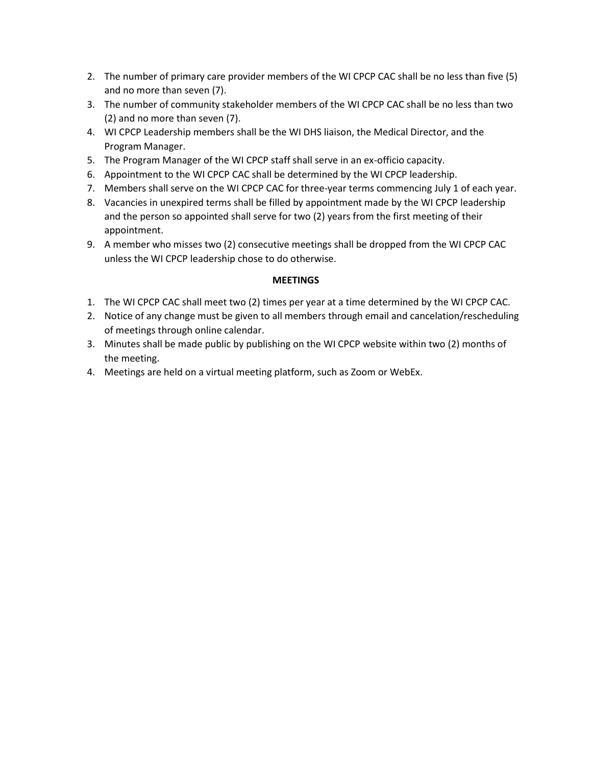2. The number of primary care provider members of the WI CPCP CAC shall be no less than five (5) and no more than seven (7).
3. The number of community stakeholder members of the WI CPCP CAC shall be no less than two (2) and no more than seven (7).
4. WI CPCP Leadership members shall be the WI DHS liaison, the Medical Director, and the Program Manager.
5. The Program Manager of the WI CPCP staff shall serve in an ex-officio capacity.
6. Appointment to the WI CPCP CAC shall be determined by the WI CPCP leadership.
7. Members shall serve on the WI CPCP CAC for three-year terms commencing July 1 of each year.
8. Vacancies in unexpired terms shall be filled by appointment made by the WI CPCP leadership and the person so appointed shall serve for two (2) years from the first meeting of their appointment.
9. A member who misses two (2) consecutive meetings shall be dropped from the WI CPCP CAC unless the WI CPCP leadership chose to do otherwise.

**MEETINGS**

1. The WI CPCP CAC shall meet two (2) times per year at a time determined by the WI CPCP CAC.
2. Notice of any change must be given to all members through email and cancelation/rescheduling of meetings through online calendar.
3. Minutes shall be made public by publishing on the WI CPCP website within two (2) months of the meeting.
4. Meetings are held on a virtual meeting platform, such as Zoom or WebEx.